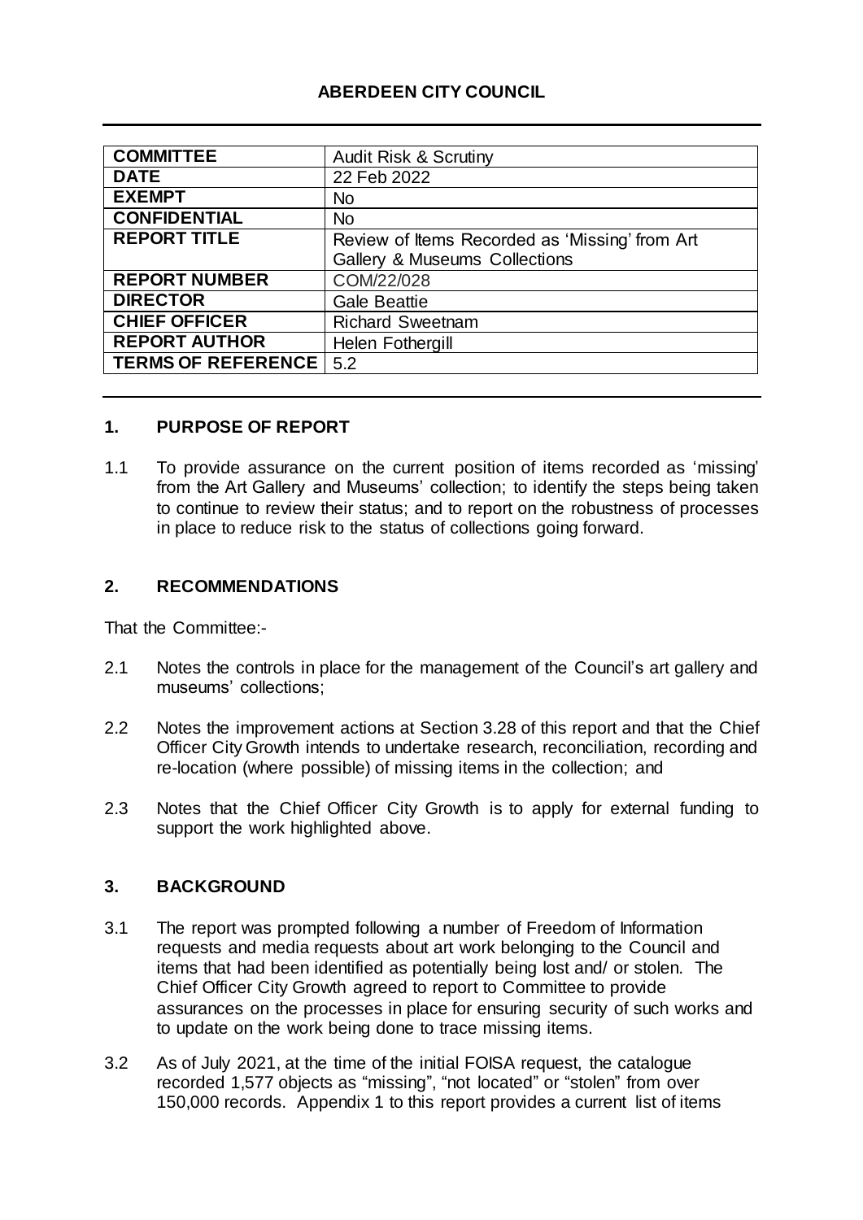# ABERDEEN CITY COUNCIL

| COMMITTEE | Audit Risk & Scrutiny |
|---|---|
| DATE | 22 Feb 2022 |
| EXEMPT | No |
| CONFIDENTIAL | No |
| REPORT TITLE | Review of Items Recorded as 'Missing' from Art Gallery & Museums Collections |
| REPORT NUMBER | COM/22/028 |
| DIRECTOR | Gale Beattie |
| CHIEF OFFICER | Richard Sweetnam |
| REPORT AUTHOR | Helen Fothergill |
| TERMS OF REFERENCE | 5.2 |

## 1. PURPOSE OF REPORT

1.1 To provide assurance on the current position of items recorded as 'missing' from the Art Gallery and Museums' collection; to identify the steps being taken to continue to review their status; and to report on the robustness of processes in place to reduce risk to the status of collections going forward.

## 2. RECOMMENDATIONS

That the Committee:-

2.1 Notes the controls in place for the management of the Council's art gallery and museums' collections;

2.2 Notes the improvement actions at Section 3.28 of this report and that the Chief Officer City Growth intends to undertake research, reconciliation, recording and re-location (where possible) of missing items in the collection; and

2.3 Notes that the Chief Officer City Growth is to apply for external funding to support the work highlighted above.

## 3. BACKGROUND

3.1 The report was prompted following a number of Freedom of Information requests and media requests about art work belonging to the Council and items that had been identified as potentially being lost and/ or stolen. The Chief Officer City Growth agreed to report to Committee to provide assurances on the processes in place for ensuring security of such works and to update on the work being done to trace missing items.

3.2 As of July 2021, at the time of the initial FOISA request, the catalogue recorded 1,577 objects as "missing", "not located" or "stolen" from over 150,000 records. Appendix 1 to this report provides a current list of items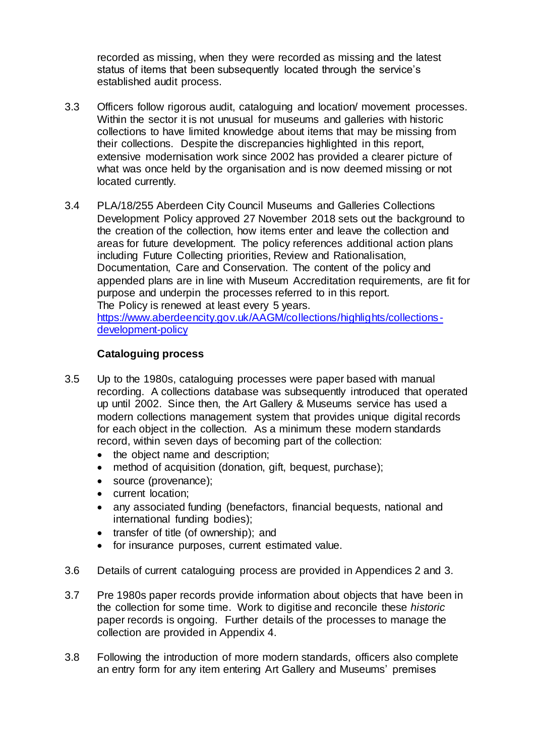recorded as missing, when they were recorded as missing and the latest status of items that been subsequently located through the service's established audit process.

3.3 Officers follow rigorous audit, cataloguing and location/ movement processes. Within the sector it is not unusual for museums and galleries with historic collections to have limited knowledge about items that may be missing from their collections. Despite the discrepancies highlighted in this report, extensive modernisation work since 2002 has provided a clearer picture of what was once held by the organisation and is now deemed missing or not located currently.

3.4 PLA/18/255 Aberdeen City Council Museums and Galleries Collections Development Policy approved 27 November 2018 sets out the background to the creation of the collection, how items enter and leave the collection and areas for future development. The policy references additional action plans including Future Collecting priorities, Review and Rationalisation, Documentation, Care and Conservation. The content of the policy and appended plans are in line with Museum Accreditation requirements, are fit for purpose and underpin the processes referred to in this report. The Policy is renewed at least every 5 years.
[https://www.aberdeencity.gov.uk/AAGM/collections/highlights/collections-development-policy](https://www.aberdeencity.gov.uk/AAGM/collections/highlights/collections-development-policy)

**Cataloguing process**

3.5 Up to the 1980s, cataloguing processes were paper based with manual recording. A collections database was subsequently introduced that operated up until 2002. Since then, the Art Gallery & Museums service has used a modern collections management system that provides unique digital records for each object in the collection. As a minimum these modern standards record, within seven days of becoming part of the collection:

- the object name and description;
- method of acquisition (donation, gift, bequest, purchase);
- source (provenance);
- current location;
- any associated funding (benefactors, financial bequests, national and international funding bodies);
- transfer of title (of ownership); and
- for insurance purposes, current estimated value.

3.6 Details of current cataloguing process are provided in Appendices 2 and 3.

3.7 Pre 1980s paper records provide information about objects that have been in the collection for some time. Work to digitise and reconcile these *historic* paper records is ongoing. Further details of the processes to manage the collection are provided in Appendix 4.

3.8 Following the introduction of more modern standards, officers also complete an entry form for any item entering Art Gallery and Museums' premises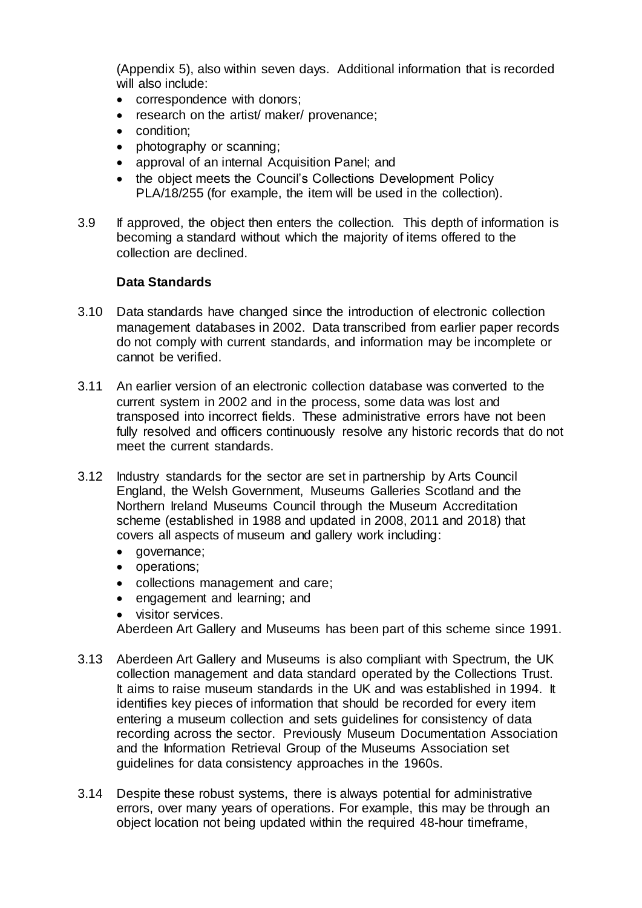(Appendix 5), also within seven days. Additional information that is recorded will also include:

- correspondence with donors;
- research on the artist/ maker/ provenance;
- condition;
- photography or scanning;
- approval of an internal Acquisition Panel; and
- the object meets the Council's Collections Development Policy PLA/18/255 (for example, the item will be used in the collection).

3.9 If approved, the object then enters the collection. This depth of information is becoming a standard without which the majority of items offered to the collection are declined.

**Data Standards**

3.10 Data standards have changed since the introduction of electronic collection management databases in 2002. Data transcribed from earlier paper records do not comply with current standards, and information may be incomplete or cannot be verified.

3.11 An earlier version of an electronic collection database was converted to the current system in 2002 and in the process, some data was lost and transposed into incorrect fields. These administrative errors have not been fully resolved and officers continuously resolve any historic records that do not meet the current standards.

3.12 Industry standards for the sector are set in partnership by Arts Council England, the Welsh Government, Museums Galleries Scotland and the Northern Ireland Museums Council through the Museum Accreditation scheme (established in 1988 and updated in 2008, 2011 and 2018) that covers all aspects of museum and gallery work including:

- governance;
- operations;
- collections management and care;
- engagement and learning; and
- visitor services.

Aberdeen Art Gallery and Museums has been part of this scheme since 1991.

3.13 Aberdeen Art Gallery and Museums is also compliant with Spectrum, the UK collection management and data standard operated by the Collections Trust. It aims to raise museum standards in the UK and was established in 1994. It identifies key pieces of information that should be recorded for every item entering a museum collection and sets guidelines for consistency of data recording across the sector. Previously Museum Documentation Association and the Information Retrieval Group of the Museums Association set guidelines for data consistency approaches in the 1960s.

3.14 Despite these robust systems, there is always potential for administrative errors, over many years of operations. For example, this may be through an object location not being updated within the required 48-hour timeframe,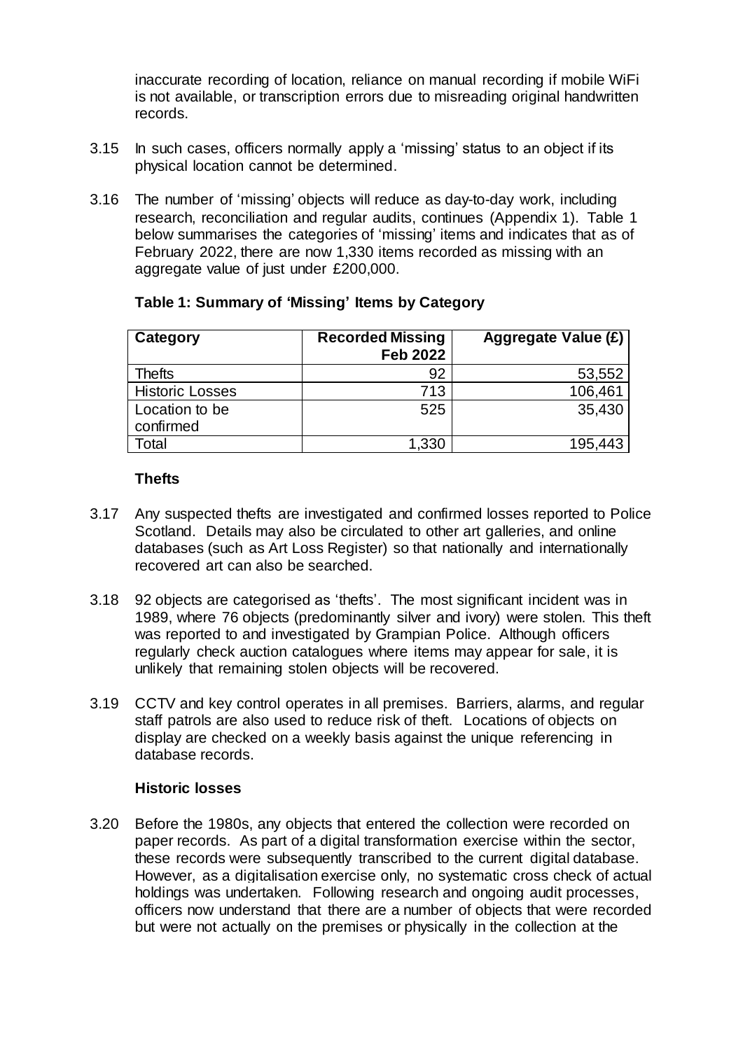inaccurate recording of location, reliance on manual recording if mobile WiFi is not available, or transcription errors due to misreading original handwritten records.

3.15 In such cases, officers normally apply a 'missing' status to an object if its physical location cannot be determined.

3.16 The number of 'missing' objects will reduce as day-to-day work, including research, reconciliation and regular audits, continues (Appendix 1). Table 1 below summarises the categories of 'missing' items and indicates that as of February 2022, there are now 1,330 items recorded as missing with an aggregate value of just under £200,000.

**Table 1: Summary of 'Missing' Items by Category**

| Category | Recorded Missing Feb 2022 | Aggregate Value (£) |
|---|---|---|
| Thefts | 92 | 53,552 |
| Historic Losses | 713 | 106,461 |
| Location to be confirmed | 525 | 35,430 |
| Total | 1,330 | 195,443 |

### Thefts

3.17 Any suspected thefts are investigated and confirmed losses reported to Police Scotland. Details may also be circulated to other art galleries, and online databases (such as Art Loss Register) so that nationally and internationally recovered art can also be searched.

3.18 92 objects are categorised as 'thefts'. The most significant incident was in 1989, where 76 objects (predominantly silver and ivory) were stolen. This theft was reported to and investigated by Grampian Police. Although officers regularly check auction catalogues where items may appear for sale, it is unlikely that remaining stolen objects will be recovered.

3.19 CCTV and key control operates in all premises. Barriers, alarms, and regular staff patrols are also used to reduce risk of theft. Locations of objects on display are checked on a weekly basis against the unique referencing in database records.

### Historic losses

3.20 Before the 1980s, any objects that entered the collection were recorded on paper records. As part of a digital transformation exercise within the sector, these records were subsequently transcribed to the current digital database. However, as a digitalisation exercise only, no systematic cross check of actual holdings was undertaken. Following research and ongoing audit processes, officers now understand that there are a number of objects that were recorded but were not actually on the premises or physically in the collection at the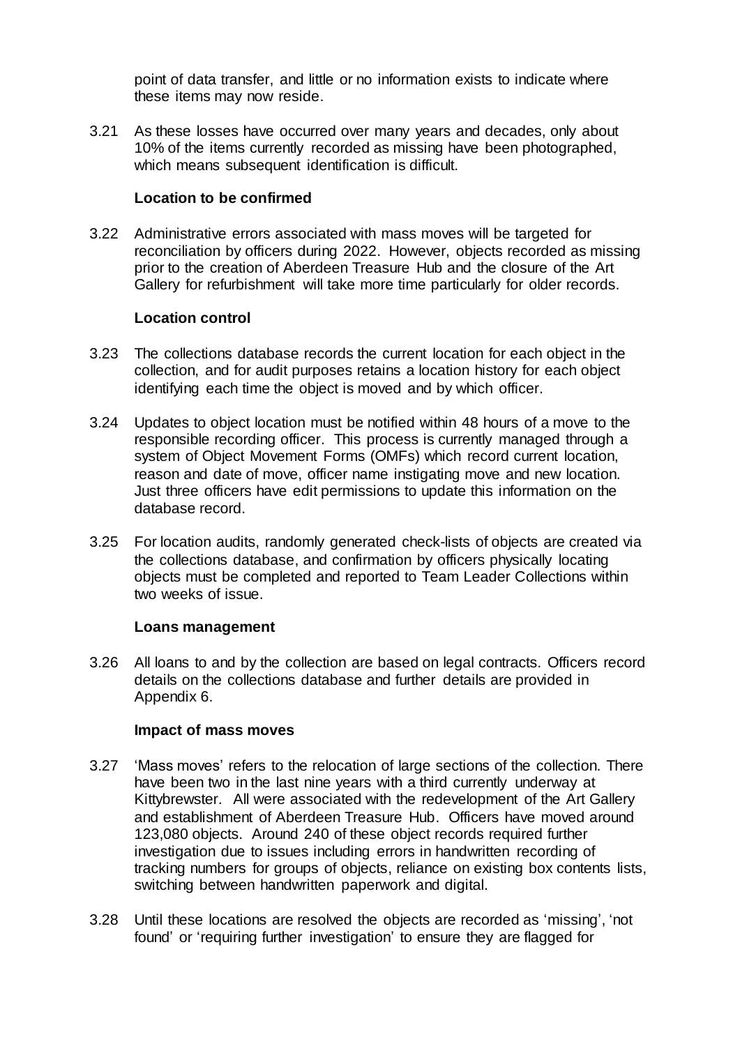point of data transfer, and little or no information exists to indicate where these items may now reside.

3.21 As these losses have occurred over many years and decades, only about 10% of the items currently recorded as missing have been photographed, which means subsequent identification is difficult.

**Location to be confirmed**

3.22 Administrative errors associated with mass moves will be targeted for reconciliation by officers during 2022. However, objects recorded as missing prior to the creation of Aberdeen Treasure Hub and the closure of the Art Gallery for refurbishment will take more time particularly for older records.

**Location control**

3.23 The collections database records the current location for each object in the collection, and for audit purposes retains a location history for each object identifying each time the object is moved and by which officer.

3.24 Updates to object location must be notified within 48 hours of a move to the responsible recording officer. This process is currently managed through a system of Object Movement Forms (OMFs) which record current location, reason and date of move, officer name instigating move and new location. Just three officers have edit permissions to update this information on the database record.

3.25 For location audits, randomly generated check-lists of objects are created via the collections database, and confirmation by officers physically locating objects must be completed and reported to Team Leader Collections within two weeks of issue.

**Loans management**

3.26 All loans to and by the collection are based on legal contracts. Officers record details on the collections database and further details are provided in Appendix 6.

**Impact of mass moves**

3.27 'Mass moves' refers to the relocation of large sections of the collection. There have been two in the last nine years with a third currently underway at Kittybrewster. All were associated with the redevelopment of the Art Gallery and establishment of Aberdeen Treasure Hub. Officers have moved around 123,080 objects. Around 240 of these object records required further investigation due to issues including errors in handwritten recording of tracking numbers for groups of objects, reliance on existing box contents lists, switching between handwritten paperwork and digital.

3.28 Until these locations are resolved the objects are recorded as 'missing', 'not found' or 'requiring further investigation' to ensure they are flagged for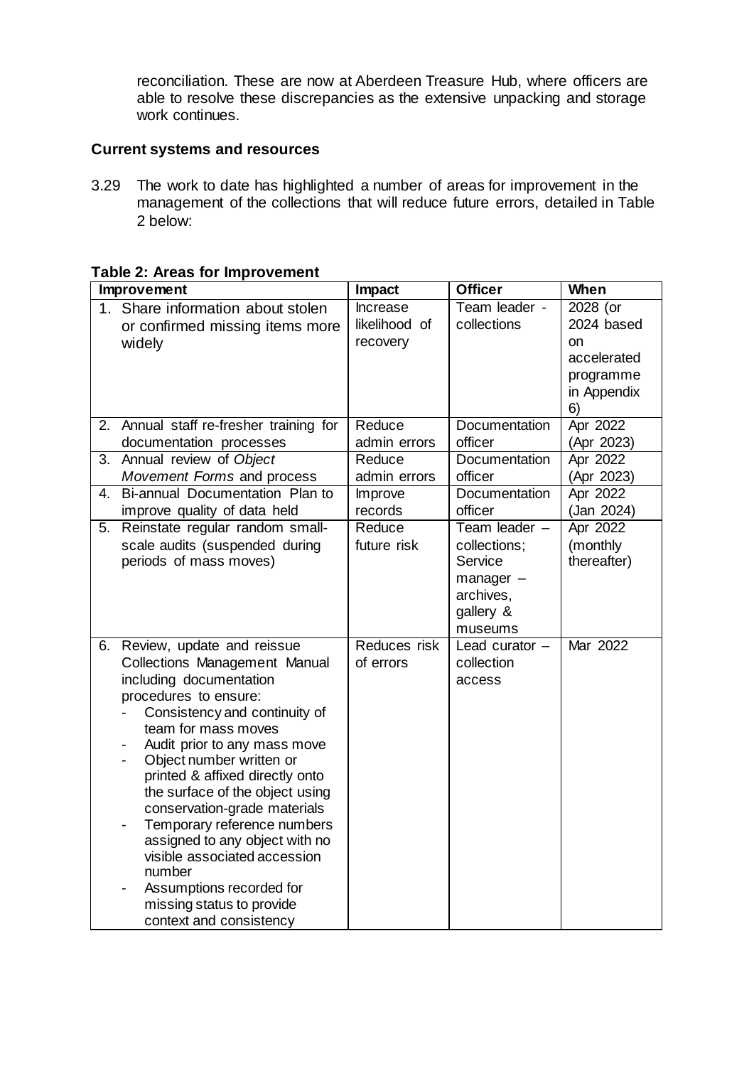reconciliation. These are now at Aberdeen Treasure Hub, where officers are able to resolve these discrepancies as the extensive unpacking and storage work continues.

**Current systems and resources**

3.29 The work to date has highlighted a number of areas for improvement in the management of the collections that will reduce future errors, detailed in Table 2 below:

**Table 2: Areas for Improvement**

| Improvement | Impact | Officer | When |
|---|---|---|---|
| 1. Share information about stolen or confirmed missing items more widely | Increase likelihood of recovery | Team leader - collections | 2028 (or 2024 based on accelerated programme in Appendix 6) |
| 2. Annual staff re-fresher training for documentation processes | Reduce admin errors | Documentation officer | Apr 2022 (Apr 2023) |
| 3. Annual review of *Object Movement Forms* and process | Reduce admin errors | Documentation officer | Apr 2022 (Apr 2023) |
| 4. Bi-annual Documentation Plan to improve quality of data held | Improve records | Documentation officer | Apr 2022 (Jan 2024) |
| 5. Reinstate regular random small-scale audits (suspended during periods of mass moves) | Reduce future risk | Team leader – collections; Service manager – archives, gallery & museums | Apr 2022 (monthly thereafter) |
| 6. Review, update and reissue Collections Management Manual including documentation procedures to ensure:<br>- Consistency and continuity of team for mass moves<br>- Audit prior to any mass move<br>- Object number written or printed & affixed directly onto the surface of the object using conservation-grade materials<br>- Temporary reference numbers assigned to any object with no visible associated accession number<br>- Assumptions recorded for missing status to provide context and consistency | Reduces risk of errors | Lead curator – collection access | Mar 2022 |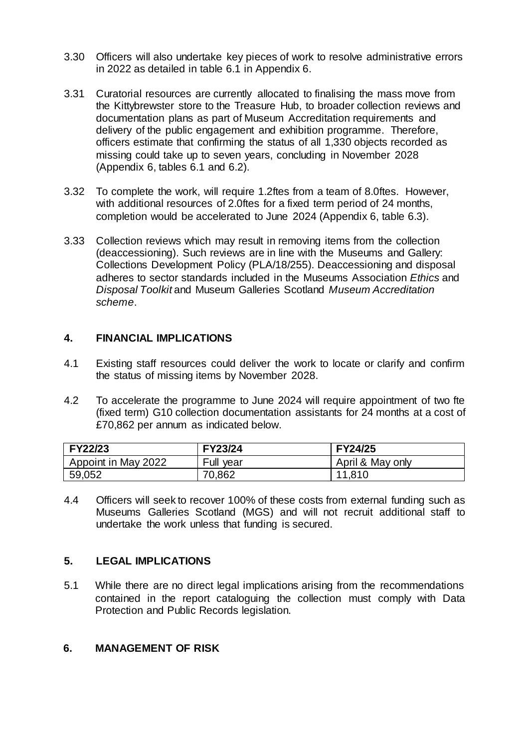3.30 Officers will also undertake key pieces of work to resolve administrative errors in 2022 as detailed in table 6.1 in Appendix 6.

3.31 Curatorial resources are currently allocated to finalising the mass move from the Kittybrewster store to the Treasure Hub, to broader collection reviews and documentation plans as part of Museum Accreditation requirements and delivery of the public engagement and exhibition programme. Therefore, officers estimate that confirming the status of all 1,330 objects recorded as missing could take up to seven years, concluding in November 2028 (Appendix 6, tables 6.1 and 6.2).

3.32 To complete the work, will require 1.2ftes from a team of 8.0ftes. However, with additional resources of 2.0ftes for a fixed term period of 24 months, completion would be accelerated to June 2024 (Appendix 6, table 6.3).

3.33 Collection reviews which may result in removing items from the collection (deaccessioning). Such reviews are in line with the Museums and Gallery: Collections Development Policy (PLA/18/255). Deaccessioning and disposal adheres to sector standards included in the Museums Association *Ethics* and *Disposal Toolkit* and Museum Galleries Scotland *Museum Accreditation scheme*.

## 4. FINANCIAL IMPLICATIONS

4.1 Existing staff resources could deliver the work to locate or clarify and confirm the status of missing items by November 2028.

4.2 To accelerate the programme to June 2024 will require appointment of two fte (fixed term) G10 collection documentation assistants for 24 months at a cost of £70,862 per annum as indicated below.

| FY22/23 | FY23/24 | FY24/25 |
| --- | --- | --- |
| Appoint in May 2022 | Full year | April & May only |
| 59,052 | 70,862 | 11,810 |

4.4 Officers will seek to recover 100% of these costs from external funding such as Museums Galleries Scotland (MGS) and will not recruit additional staff to undertake the work unless that funding is secured.

## 5. LEGAL IMPLICATIONS

5.1 While there are no direct legal implications arising from the recommendations contained in the report cataloguing the collection must comply with Data Protection and Public Records legislation.

## 6. MANAGEMENT OF RISK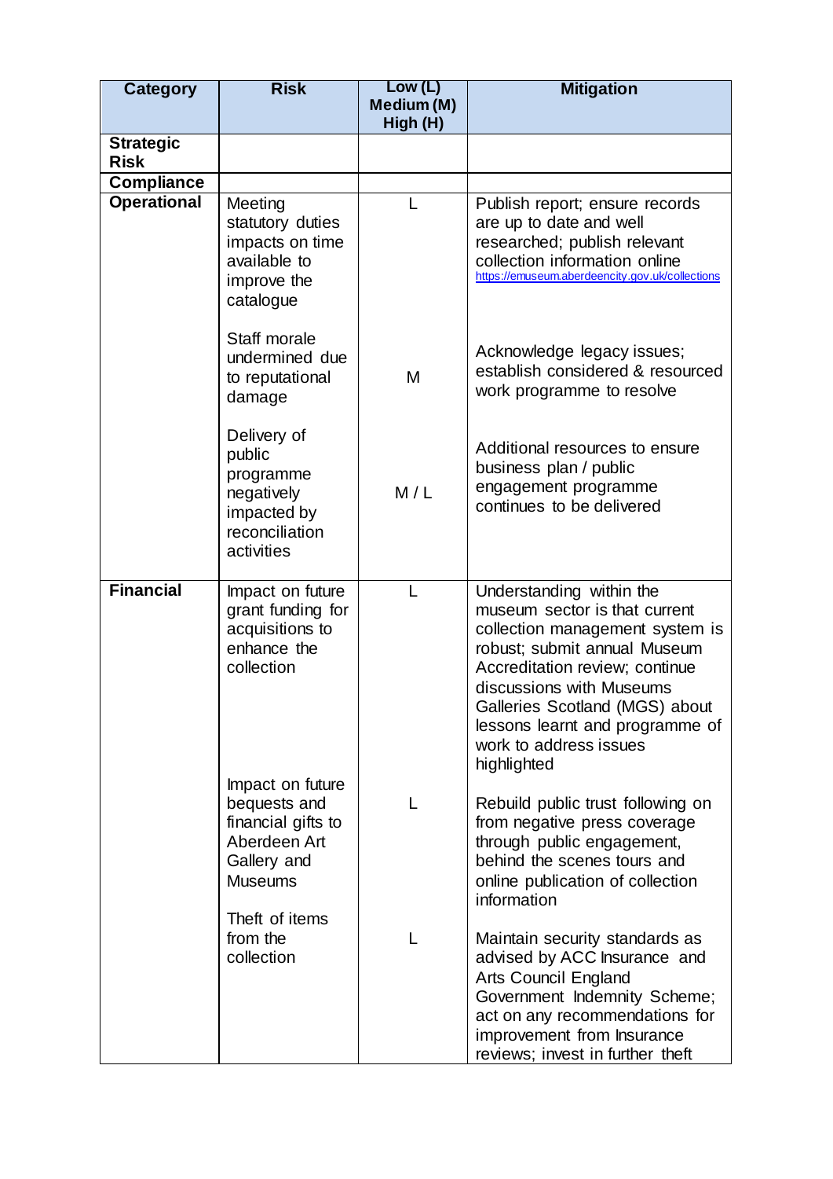| Category | Risk | Low (L) Medium (M) High (H) | Mitigation |
|---|---|---|---|
| **Strategic Risk** | | | |
| **Compliance** | | | |
| **Operational** | Meeting statutory duties impacts on time available to improve the catalogue | L | Publish report; ensure records are up to date and well researched; publish relevant collection information online https://emuseum.aberdeencity.gov.uk/collections |
| | Staff morale undermined due to reputational damage | M | Acknowledge legacy issues; establish considered & resourced work programme to resolve |
| | Delivery of public programme negatively impacted by reconciliation activities | M / L | Additional resources to ensure business plan / public engagement programme continues to be delivered |
| **Financial** | Impact on future grant funding for acquisitions to enhance the collection | L | Understanding within the museum sector is that current collection management system is robust; submit annual Museum Accreditation review; continue discussions with Museums Galleries Scotland (MGS) about lessons learnt and programme of work to address issues highlighted |
| | Impact on future bequests and financial gifts to Aberdeen Art Gallery and Museums | L | Rebuild public trust following on from negative press coverage through public engagement, behind the scenes tours and online publication of collection information |
| | Theft of items from the collection | L | Maintain security standards as advised by ACC Insurance and Arts Council England Government Indemnity Scheme; act on any recommendations for improvement from Insurance reviews; invest in further theft |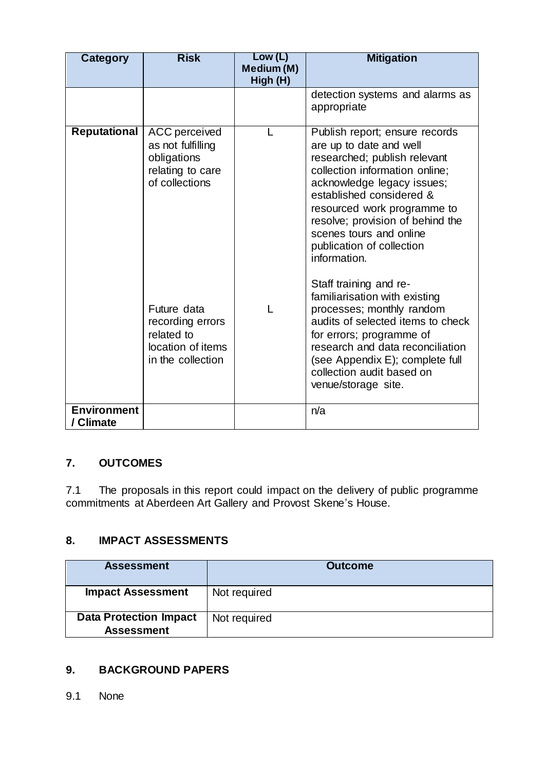| Category | Risk | Low (L) Medium (M) High (H) | Mitigation |
|---|---|---|---|
| | | | detection systems and alarms as appropriate |
| **Reputational** | ACC perceived as not fulfilling obligations relating to care of collections | L | Publish report; ensure records are up to date and well researched; publish relevant collection information online; acknowledge legacy issues; established considered & resourced work programme to resolve; provision of behind the scenes tours and online publication of collection information. |
| | Future data recording errors related to location of items in the collection | L | Staff training and re-familiarisation with existing processes; monthly random audits of selected items to check for errors; programme of research and data reconciliation (see Appendix E); complete full collection audit based on venue/storage site. |
| **Environment / Climate** | | | n/a |

## 7. OUTCOMES

7.1 The proposals in this report could impact on the delivery of public programme commitments at Aberdeen Art Gallery and Provost Skene's House.

## 8. IMPACT ASSESSMENTS

| Assessment | Outcome |
|---|---|
| **Impact Assessment** | Not required |
| **Data Protection Impact Assessment** | Not required |

## 9. BACKGROUND PAPERS

9.1 None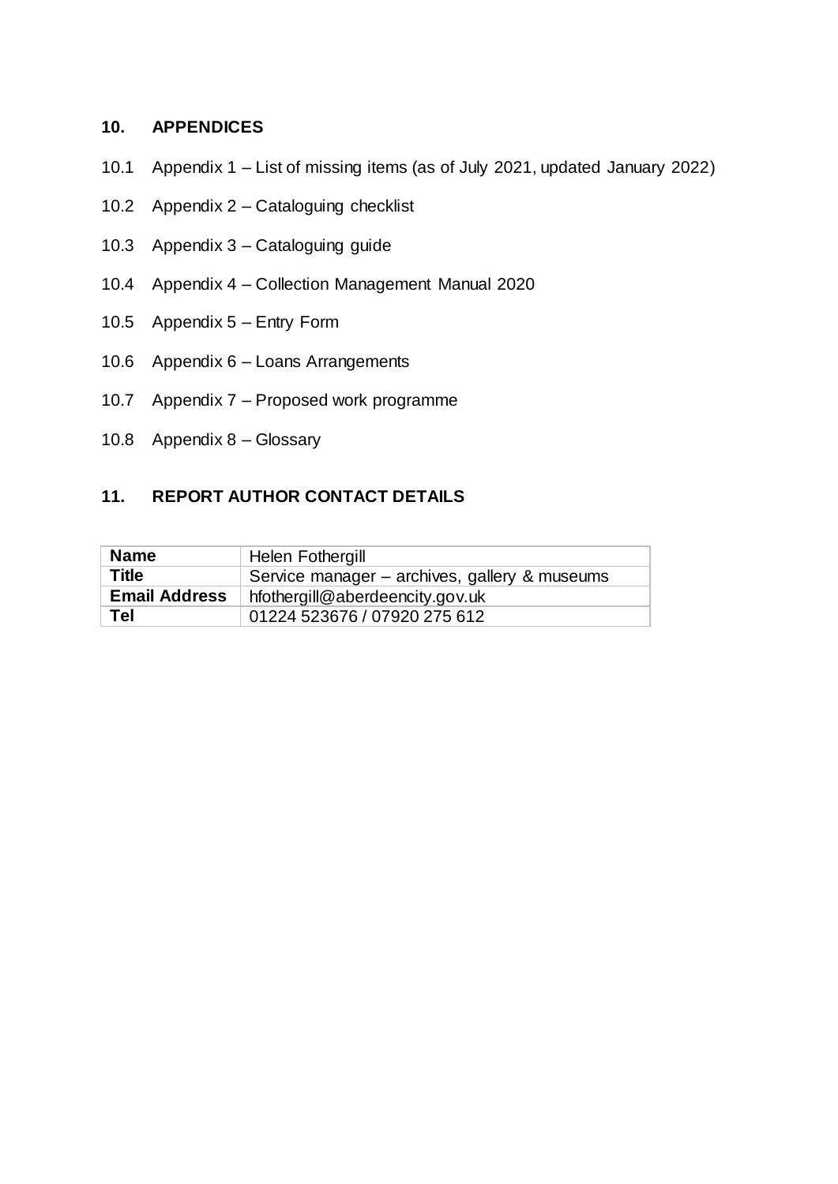## 10. APPENDICES

10.1 Appendix 1 – List of missing items (as of July 2021, updated January 2022)

10.2 Appendix 2 – Cataloguing checklist

10.3 Appendix 3 – Cataloguing guide

10.4 Appendix 4 – Collection Management Manual 2020

10.5 Appendix 5 – Entry Form

10.6 Appendix 6 – Loans Arrangements

10.7 Appendix 7 – Proposed work programme

10.8 Appendix 8 – Glossary

## 11. REPORT AUTHOR CONTACT DETAILS

| | |
|---|---|
| **Name** | Helen Fothergill |
| **Title** | Service manager – archives, gallery & museums |
| **Email Address** | hfothergill@aberdeencity.gov.uk |
| **Tel** | 01224 523676 / 07920 275 612 |